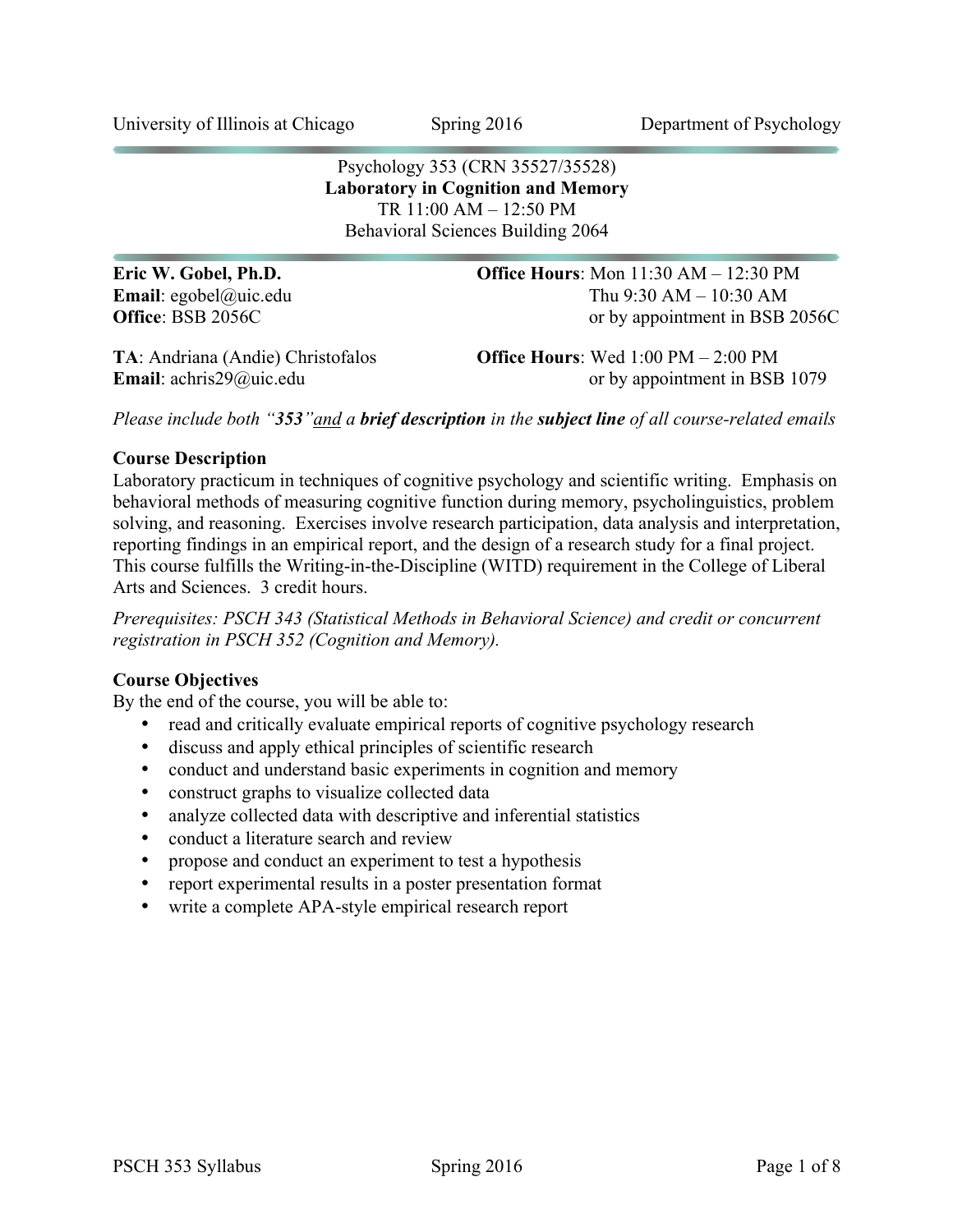University of Illinois at Chicago | Spring 2016 | Department of Psychology

Psychology 353 (CRN 35527/35528)
**Laboratory in Cognition and Memory**
TR 11:00 AM – 12:50 PM
Behavioral Sciences Building 2064

**Eric W. Gobel, Ph.D.**
**Email**: egobel@uic.edu
**Office**: BSB 2056C

**Office Hours**: Mon 11:30 AM – 12:30 PM
Thu 9:30 AM – 10:30 AM
or by appointment in BSB 2056C

**TA**: Andriana (Andie) Christofalos
**Email**: achris29@uic.edu

**Office Hours**: Wed 1:00 PM – 2:00 PM
or by appointment in BSB 1079

*Please include both "**353**" and a **brief description** in the **subject line** of all course-related emails*

## Course Description

Laboratory practicum in techniques of cognitive psychology and scientific writing. Emphasis on behavioral methods of measuring cognitive function during memory, psycholinguistics, problem solving, and reasoning. Exercises involve research participation, data analysis and interpretation, reporting findings in an empirical report, and the design of a research study for a final project. This course fulfills the Writing-in-the-Discipline (WITD) requirement in the College of Liberal Arts and Sciences. 3 credit hours.

*Prerequisites: PSCH 343 (Statistical Methods in Behavioral Science) and credit or concurrent registration in PSCH 352 (Cognition and Memory).*

## Course Objectives

By the end of the course, you will be able to:

- read and critically evaluate empirical reports of cognitive psychology research
- discuss and apply ethical principles of scientific research
- conduct and understand basic experiments in cognition and memory
- construct graphs to visualize collected data
- analyze collected data with descriptive and inferential statistics
- conduct a literature search and review
- propose and conduct an experiment to test a hypothesis
- report experimental results in a poster presentation format
- write a complete APA-style empirical research report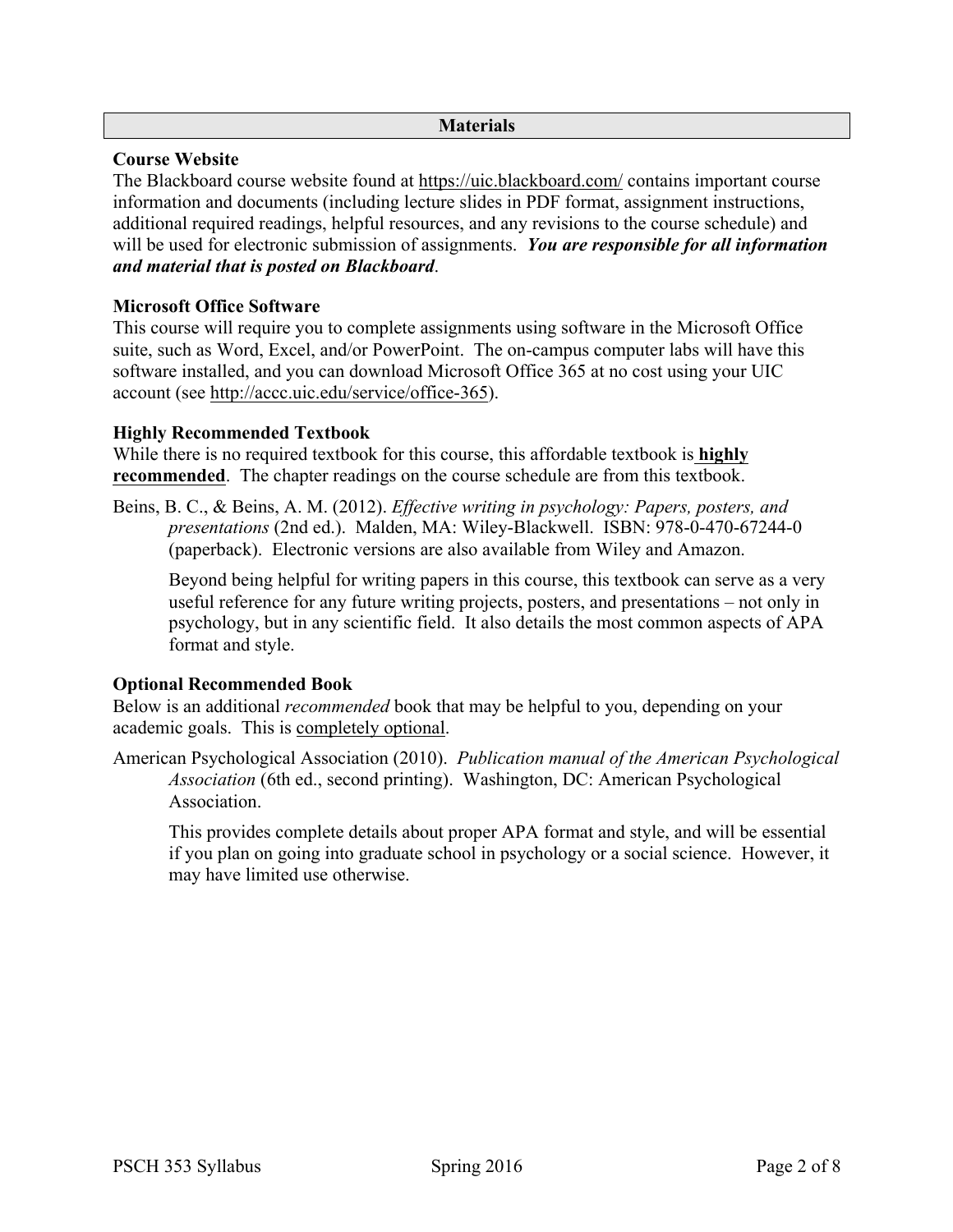## Materials

### Course Website

The Blackboard course website found at https://uic.blackboard.com/ contains important course information and documents (including lecture slides in PDF format, assignment instructions, additional required readings, helpful resources, and any revisions to the course schedule) and will be used for electronic submission of assignments. ***You are responsible for all information and material that is posted on Blackboard***.

### Microsoft Office Software

This course will require you to complete assignments using software in the Microsoft Office suite, such as Word, Excel, and/or PowerPoint. The on-campus computer labs will have this software installed, and you can download Microsoft Office 365 at no cost using your UIC account (see http://accc.uic.edu/service/office-365).

### Highly Recommended Textbook

While there is no required textbook for this course, this affordable textbook is **highly recommended**. The chapter readings on the course schedule are from this textbook.

Beins, B. C., & Beins, A. M. (2012). *Effective writing in psychology: Papers, posters, and presentations* (2nd ed.). Malden, MA: Wiley-Blackwell. ISBN: 978-0-470-67244-0 (paperback). Electronic versions are also available from Wiley and Amazon.

> Beyond being helpful for writing papers in this course, this textbook can serve as a very useful reference for any future writing projects, posters, and presentations – not only in psychology, but in any scientific field. It also details the most common aspects of APA format and style.

### Optional Recommended Book

Below is an additional *recommended* book that may be helpful to you, depending on your academic goals. This is completely optional.

American Psychological Association (2010). *Publication manual of the American Psychological Association* (6th ed., second printing). Washington, DC: American Psychological Association.

> This provides complete details about proper APA format and style, and will be essential if you plan on going into graduate school in psychology or a social science. However, it may have limited use otherwise.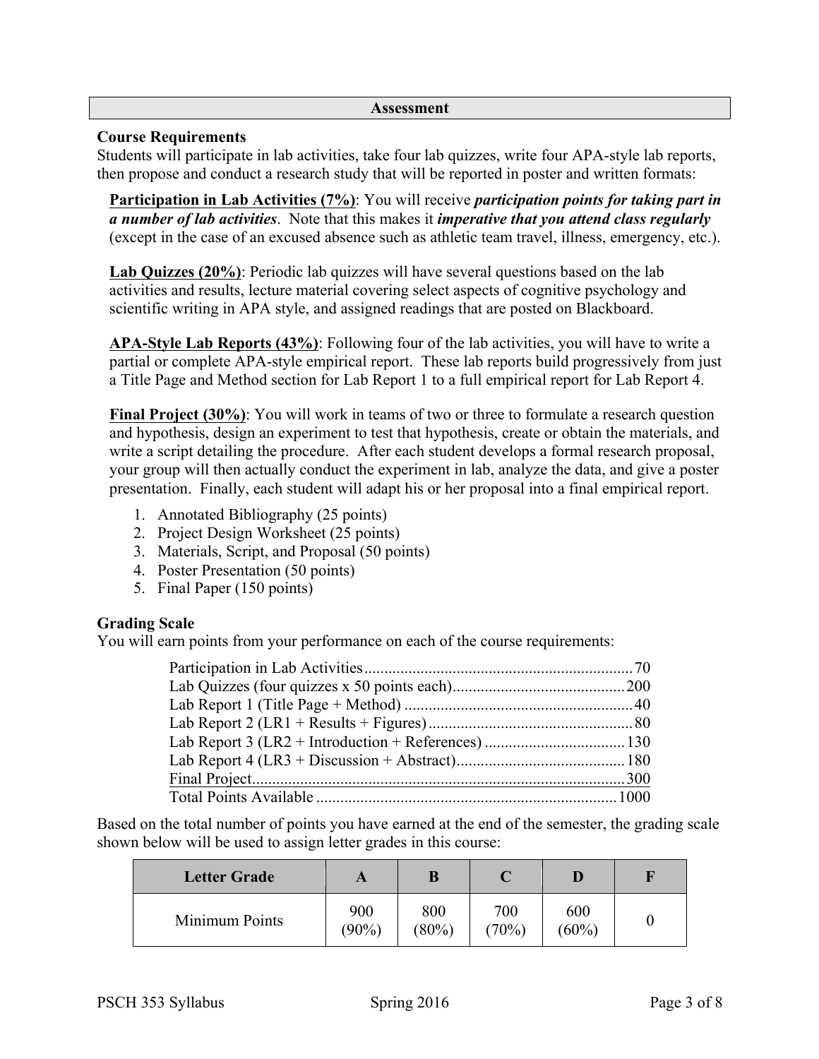## Assessment

### Course Requirements

Students will participate in lab activities, take four lab quizzes, write four APA-style lab reports, then propose and conduct a research study that will be reported in poster and written formats:

**Participation in Lab Activities (7%)**: You will receive ***participation points for taking part in a number of lab activities***. Note that this makes it ***imperative that you attend class regularly*** (except in the case of an excused absence such as athletic team travel, illness, emergency, etc.).

**Lab Quizzes (20%)**: Periodic lab quizzes will have several questions based on the lab activities and results, lecture material covering select aspects of cognitive psychology and scientific writing in APA style, and assigned readings that are posted on Blackboard.

**APA-Style Lab Reports (43%)**: Following four of the lab activities, you will have to write a partial or complete APA-style empirical report. These lab reports build progressively from just a Title Page and Method section for Lab Report 1 to a full empirical report for Lab Report 4.

**Final Project (30%)**: You will work in teams of two or three to formulate a research question and hypothesis, design an experiment to test that hypothesis, create or obtain the materials, and write a script detailing the procedure. After each student develops a formal research proposal, your group will then actually conduct the experiment in lab, analyze the data, and give a poster presentation. Finally, each student will adapt his or her proposal into a final empirical report.

1. Annotated Bibliography (25 points)
2. Project Design Worksheet (25 points)
3. Materials, Script, and Proposal (50 points)
4. Poster Presentation (50 points)
5. Final Paper (150 points)

### Grading Scale

You will earn points from your performance on each of the course requirements:

| Requirement | Points |
|---|---|
| Participation in Lab Activities | 70 |
| Lab Quizzes (four quizzes x 50 points each) | 200 |
| Lab Report 1 (Title Page + Method) | 40 |
| Lab Report 2 (LR1 + Results + Figures) | 80 |
| Lab Report 3 (LR2 + Introduction + References) | 130 |
| Lab Report 4 (LR3 + Discussion + Abstract) | 180 |
| Final Project | 300 |
| Total Points Available | 1000 |

Based on the total number of points you have earned at the end of the semester, the grading scale shown below will be used to assign letter grades in this course:

| Letter Grade | A | B | C | D | F |
|---|---|---|---|---|---|
| Minimum Points | 900 (90%) | 800 (80%) | 700 (70%) | 600 (60%) | 0 |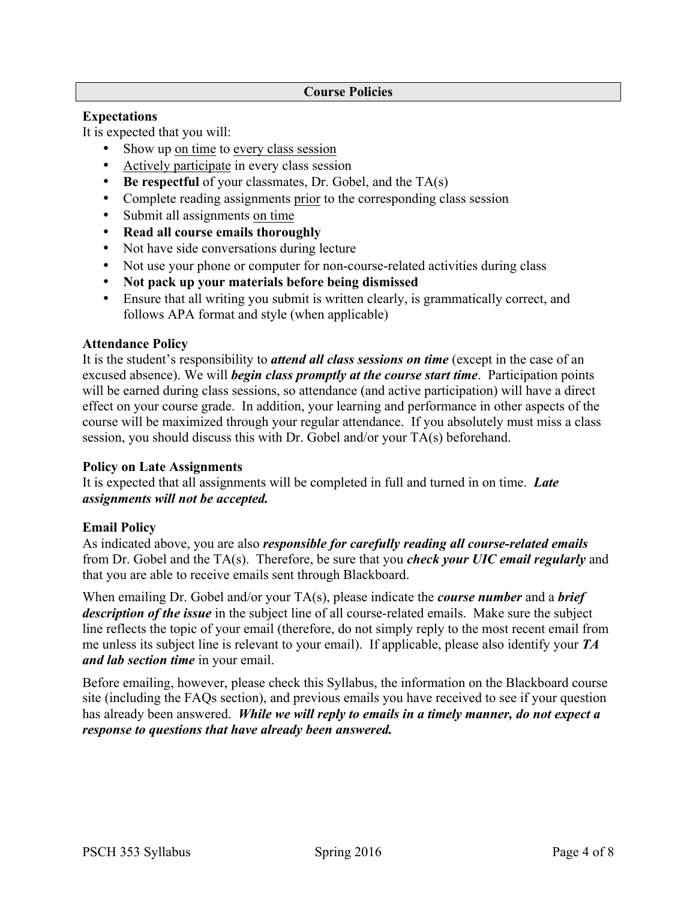## Course Policies

### Expectations

It is expected that you will:

- Show up on time to every class session
- Actively participate in every class session
- **Be respectful** of your classmates, Dr. Gobel, and the TA(s)
- Complete reading assignments prior to the corresponding class session
- Submit all assignments on time
- **Read all course emails thoroughly**
- Not have side conversations during lecture
- Not use your phone or computer for non-course-related activities during class
- **Not pack up your materials before being dismissed**
- Ensure that all writing you submit is written clearly, is grammatically correct, and follows APA format and style (when applicable)

### Attendance Policy

It is the student's responsibility to ***attend all class sessions on time*** (except in the case of an excused absence). We will ***begin class promptly at the course start time***. Participation points will be earned during class sessions, so attendance (and active participation) will have a direct effect on your course grade. In addition, your learning and performance in other aspects of the course will be maximized through your regular attendance. If you absolutely must miss a class session, you should discuss this with Dr. Gobel and/or your TA(s) beforehand.

### Policy on Late Assignments

It is expected that all assignments will be completed in full and turned in on time. ***Late assignments will not be accepted.***

### Email Policy

As indicated above, you are also ***responsible for carefully reading all course-related emails*** from Dr. Gobel and the TA(s). Therefore, be sure that you ***check your UIC email regularly*** and that you are able to receive emails sent through Blackboard.

When emailing Dr. Gobel and/or your TA(s), please indicate the ***course number*** and a ***brief description of the issue*** in the subject line of all course-related emails. Make sure the subject line reflects the topic of your email (therefore, do not simply reply to the most recent email from me unless its subject line is relevant to your email). If applicable, please also identify your ***TA and lab section time*** in your email.

Before emailing, however, please check this Syllabus, the information on the Blackboard course site (including the FAQs section), and previous emails you have received to see if your question has already been answered. ***While we will reply to emails in a timely manner, do not expect a response to questions that have already been answered.***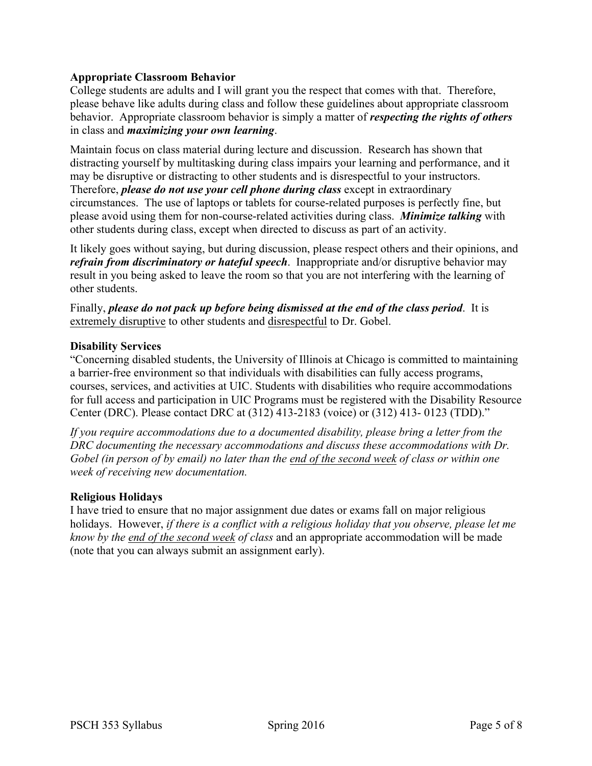### Appropriate Classroom Behavior

College students are adults and I will grant you the respect that comes with that. Therefore, please behave like adults during class and follow these guidelines about appropriate classroom behavior. Appropriate classroom behavior is simply a matter of ***respecting the rights of others*** in class and ***maximizing your own learning***.

Maintain focus on class material during lecture and discussion. Research has shown that distracting yourself by multitasking during class impairs your learning and performance, and it may be disruptive or distracting to other students and is disrespectful to your instructors. Therefore, ***please do not use your cell phone during class*** except in extraordinary circumstances. The use of laptops or tablets for course-related purposes is perfectly fine, but please avoid using them for non-course-related activities during class. ***Minimize talking*** with other students during class, except when directed to discuss as part of an activity.

It likely goes without saying, but during discussion, please respect others and their opinions, and ***refrain from discriminatory or hateful speech***. Inappropriate and/or disruptive behavior may result in you being asked to leave the room so that you are not interfering with the learning of other students.

Finally, ***please do not pack up before being dismissed at the end of the class period***. It is <u>extremely disruptive</u> to other students and <u>disrespectful</u> to Dr. Gobel.

### Disability Services

"Concerning disabled students, the University of Illinois at Chicago is committed to maintaining a barrier-free environment so that individuals with disabilities can fully access programs, courses, services, and activities at UIC. Students with disabilities who require accommodations for full access and participation in UIC Programs must be registered with the Disability Resource Center (DRC). Please contact DRC at (312) 413-2183 (voice) or (312) 413- 0123 (TDD)."

*If you require accommodations due to a documented disability, please bring a letter from the DRC documenting the necessary accommodations and discuss these accommodations with Dr. Gobel (in person of by email) no later than the <u>end of the second week</u> of class or within one week of receiving new documentation.*

### Religious Holidays

I have tried to ensure that no major assignment due dates or exams fall on major religious holidays. However, *if there is a conflict with a religious holiday that you observe, please let me know by the <u>end of the second week</u> of class* and an appropriate accommodation will be made (note that you can always submit an assignment early).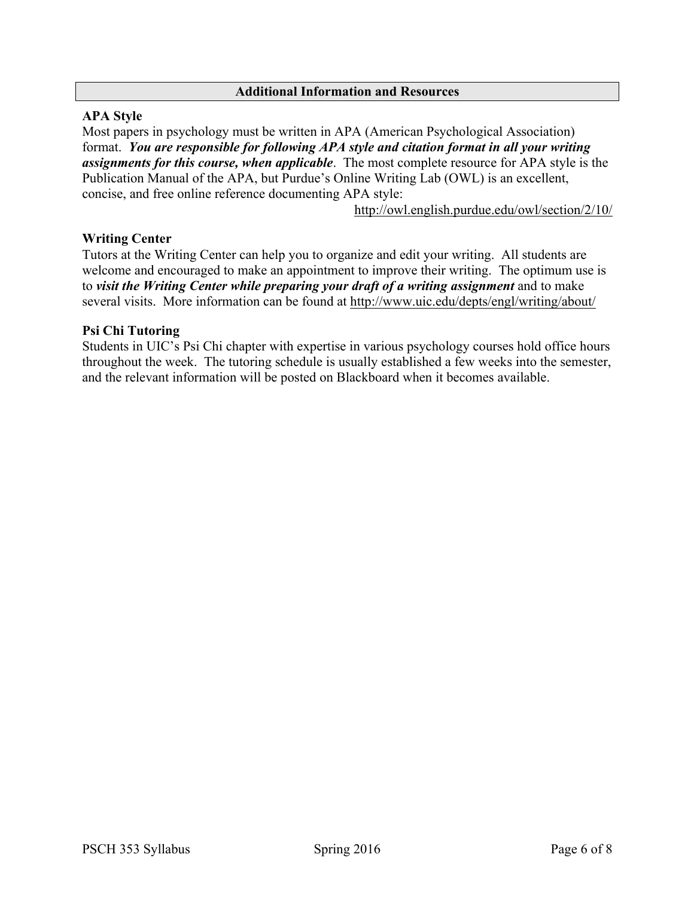## Additional Information and Resources

### APA Style

Most papers in psychology must be written in APA (American Psychological Association) format. ***You are responsible for following APA style and citation format in all your writing assignments for this course, when applicable***. The most complete resource for APA style is the Publication Manual of the APA, but Purdue's Online Writing Lab (OWL) is an excellent, concise, and free online reference documenting APA style:

http://owl.english.purdue.edu/owl/section/2/10/

### Writing Center

Tutors at the Writing Center can help you to organize and edit your writing. All students are welcome and encouraged to make an appointment to improve their writing. The optimum use is to ***visit the Writing Center while preparing your draft of a writing assignment*** and to make several visits. More information can be found at http://www.uic.edu/depts/engl/writing/about/

### Psi Chi Tutoring

Students in UIC's Psi Chi chapter with expertise in various psychology courses hold office hours throughout the week. The tutoring schedule is usually established a few weeks into the semester, and the relevant information will be posted on Blackboard when it becomes available.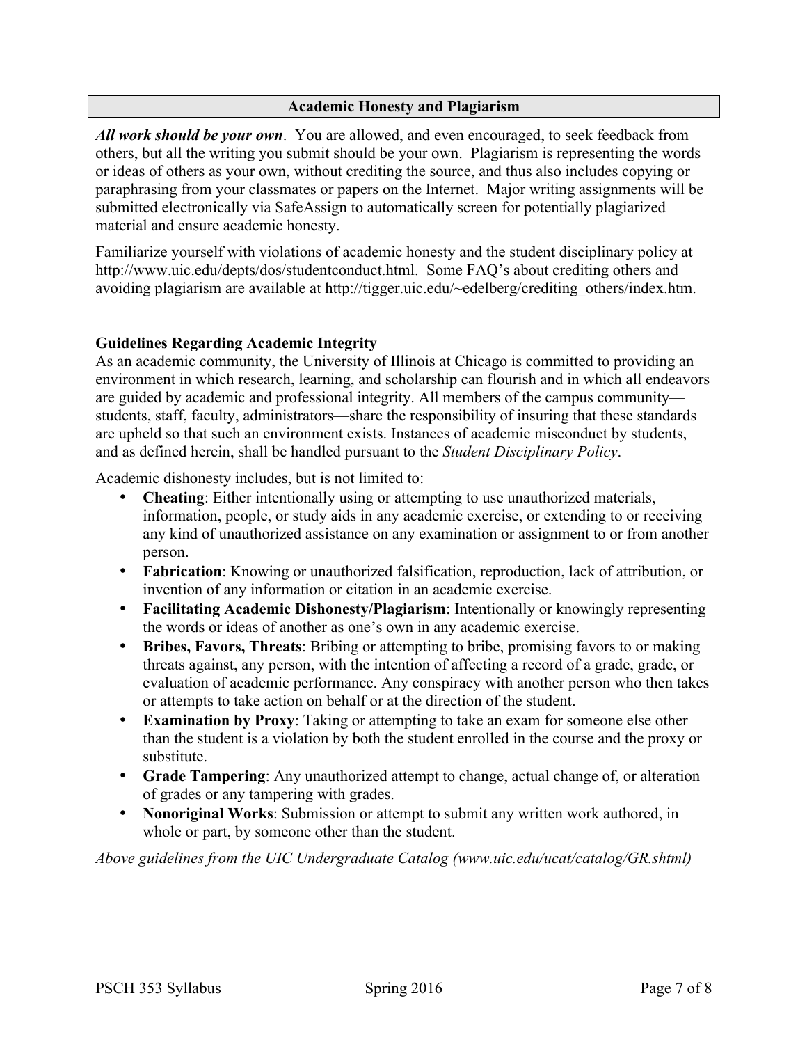## Academic Honesty and Plagiarism

***All work should be your own***. You are allowed, and even encouraged, to seek feedback from others, but all the writing you submit should be your own. Plagiarism is representing the words or ideas of others as your own, without crediting the source, and thus also includes copying or paraphrasing from your classmates or papers on the Internet. Major writing assignments will be submitted electronically via SafeAssign to automatically screen for potentially plagiarized material and ensure academic honesty.

Familiarize yourself with violations of academic honesty and the student disciplinary policy at http://www.uic.edu/depts/dos/studentconduct.html. Some FAQ's about crediting others and avoiding plagiarism are available at http://tigger.uic.edu/~edelberg/crediting_others/index.htm.

### Guidelines Regarding Academic Integrity

As an academic community, the University of Illinois at Chicago is committed to providing an environment in which research, learning, and scholarship can flourish and in which all endeavors are guided by academic and professional integrity. All members of the campus community—students, staff, faculty, administrators—share the responsibility of insuring that these standards are upheld so that such an environment exists. Instances of academic misconduct by students, and as defined herein, shall be handled pursuant to the *Student Disciplinary Policy*.

Academic dishonesty includes, but is not limited to:

- **Cheating**: Either intentionally using or attempting to use unauthorized materials, information, people, or study aids in any academic exercise, or extending to or receiving any kind of unauthorized assistance on any examination or assignment to or from another person.
- **Fabrication**: Knowing or unauthorized falsification, reproduction, lack of attribution, or invention of any information or citation in an academic exercise.
- **Facilitating Academic Dishonesty/Plagiarism**: Intentionally or knowingly representing the words or ideas of another as one's own in any academic exercise.
- **Bribes, Favors, Threats**: Bribing or attempting to bribe, promising favors to or making threats against, any person, with the intention of affecting a record of a grade, grade, or evaluation of academic performance. Any conspiracy with another person who then takes or attempts to take action on behalf or at the direction of the student.
- **Examination by Proxy**: Taking or attempting to take an exam for someone else other than the student is a violation by both the student enrolled in the course and the proxy or substitute.
- **Grade Tampering**: Any unauthorized attempt to change, actual change of, or alteration of grades or any tampering with grades.
- **Nonoriginal Works**: Submission or attempt to submit any written work authored, in whole or part, by someone other than the student.

*Above guidelines from the UIC Undergraduate Catalog (www.uic.edu/ucat/catalog/GR.shtml)*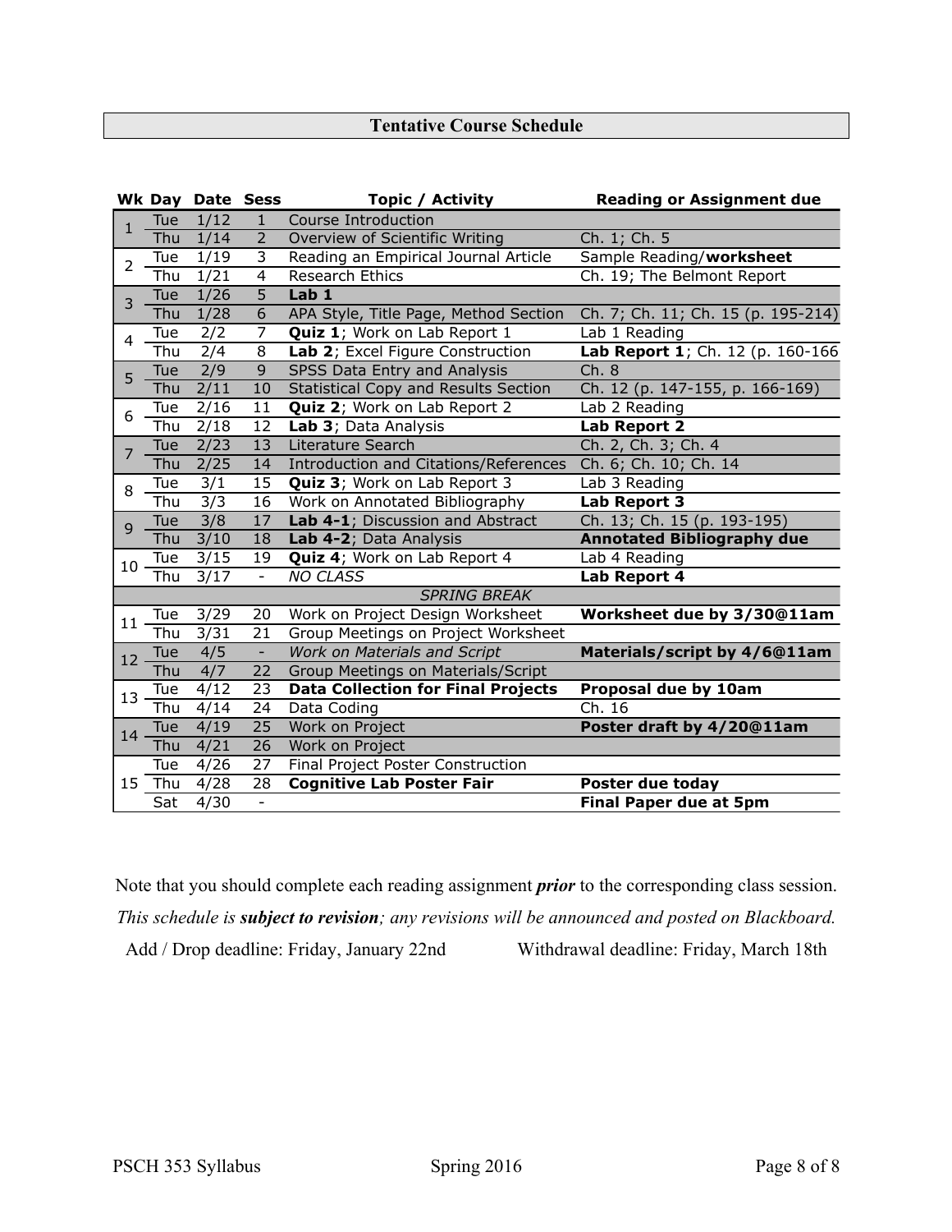## Tentative Course Schedule

| Wk | Day | Date | Sess | Topic / Activity | Reading or Assignment due |
|---|---|---|---|---|---|
| 1 | Tue | 1/12 | 1 | Course Introduction | |
| | Thu | 1/14 | 2 | Overview of Scientific Writing | Ch. 1; Ch. 5 |
| 2 | Tue | 1/19 | 3 | Reading an Empirical Journal Article | Sample Reading/**worksheet** |
| | Thu | 1/21 | 4 | Research Ethics | Ch. 19; The Belmont Report |
| 3 | Tue | 1/26 | 5 | **Lab 1** | |
| | Thu | 1/28 | 6 | APA Style, Title Page, Method Section | Ch. 7; Ch. 11; Ch. 15 (p. 195-214) |
| 4 | Tue | 2/2 | 7 | **Quiz 1**; Work on Lab Report 1 | Lab 1 Reading |
| | Thu | 2/4 | 8 | **Lab 2**; Excel Figure Construction | **Lab Report 1**; Ch. 12 (p. 160-166 |
| 5 | Tue | 2/9 | 9 | SPSS Data Entry and Analysis | Ch. 8 |
| | Thu | 2/11 | 10 | Statistical Copy and Results Section | Ch. 12 (p. 147-155, p. 166-169) |
| 6 | Tue | 2/16 | 11 | **Quiz 2**; Work on Lab Report 2 | Lab 2 Reading |
| | Thu | 2/18 | 12 | **Lab 3**; Data Analysis | **Lab Report 2** |
| 7 | Tue | 2/23 | 13 | Literature Search | Ch. 2, Ch. 3; Ch. 4 |
| | Thu | 2/25 | 14 | Introduction and Citations/References | Ch. 6; Ch. 10; Ch. 14 |
| 8 | Tue | 3/1 | 15 | **Quiz 3**; Work on Lab Report 3 | Lab 3 Reading |
| | Thu | 3/3 | 16 | Work on Annotated Bibliography | **Lab Report 3** |
| 9 | Tue | 3/8 | 17 | **Lab 4-1**; Discussion and Abstract | Ch. 13; Ch. 15 (p. 193-195) |
| | Thu | 3/10 | 18 | **Lab 4-2**; Data Analysis | **Annotated Bibliography due** |
| 10 | Tue | 3/15 | 19 | **Quiz 4**; Work on Lab Report 4 | Lab 4 Reading |
| | Thu | 3/17 | - | *NO CLASS* | **Lab Report 4** |
| | | | | *SPRING BREAK* | |
| 11 | Tue | 3/29 | 20 | Work on Project Design Worksheet | **Worksheet due by 3/30@11am** |
| | Thu | 3/31 | 21 | Group Meetings on Project Worksheet | |
| 12 | Tue | 4/5 | - | *Work on Materials and Script* | **Materials/script by 4/6@11am** |
| | Thu | 4/7 | 22 | Group Meetings on Materials/Script | |
| 13 | Tue | 4/12 | 23 | **Data Collection for Final Projects** | **Proposal due by 10am** |
| | Thu | 4/14 | 24 | Data Coding | Ch. 16 |
| 14 | Tue | 4/19 | 25 | Work on Project | **Poster draft by 4/20@11am** |
| | Thu | 4/21 | 26 | Work on Project | |
| 15 | Tue | 4/26 | 27 | Final Project Poster Construction | |
| | Thu | 4/28 | 28 | **Cognitive Lab Poster Fair** | **Poster due today** |
| | Sat | 4/30 | - | | **Final Paper due at 5pm** |

Note that you should complete each reading assignment ***prior*** to the corresponding class session.

*This schedule is **subject to revision**; any revisions will be announced and posted on Blackboard.*

Add / Drop deadline: Friday, January 22nd Withdrawal deadline: Friday, March 18th